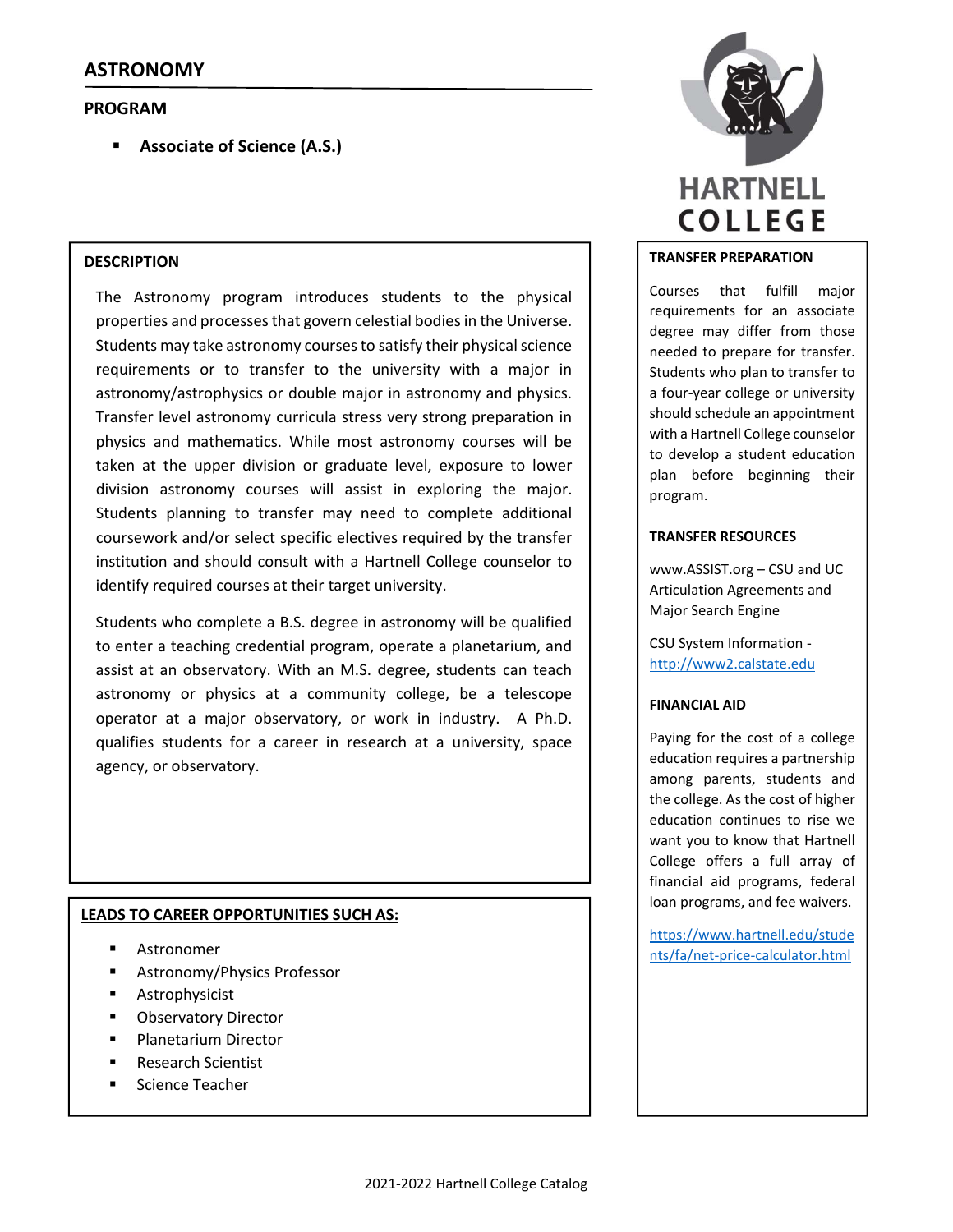# ASTRONOMY

## PROGRAM

- **Associate of Science (A.S.)**

### DESCRIPTION

The Astronomy program introduces students to the physical properties and processes that govern celestial bodies in the Universe. Students may take astronomy courses to satisfy their physical science requirements or to transfer to the university with a major in astronomy/astrophysics or double major in astronomy and physics. Transfer level astronomy curricula stress very strong preparation in physics and mathematics. While most astronomy courses will be taken at the upper division or graduate level, exposure to lower division astronomy courses will assist in exploring the major. Students planning to transfer may need to complete additional coursework and/or select specific electives required by the transfer institution and should consult with a Hartnell College counselor to identify required courses at their target university.

Students who complete a B.S. degree in astronomy will be qualified to enter a teaching credential program, operate a planetarium, and assist at an observatory. With an M.S. degree, students can teach astronomy or physics at a community college, be a telescope operator at a major observatory, or work in industry. A Ph.D. qualifies students for a career in research at a university, space agency, or observatory.

### LEADS TO CAREER OPPORTUNITIES SUCH AS:

- Astronomer
- Astronomy/Physics Professor
- Astrophysicist
- Observatory Director
- Planetarium Director
- Research Scientist
- Science Teacher

HARTNELL COLLEGE

### TRANSFER PREPARATION

Courses that fulfill major requirements for an associate degree may differ from those needed to prepare for transfer. Students who plan to transfer to a four-year college or university should schedule an appointment with a Hartnell College counselor to develop a student education plan before beginning their program.

### TRANSFER RESOURCES

www.ASSIST.org – CSU and UC Articulation Agreements and Major Search Engine

CSU System Information - http://www2.calstate.edu

### FINANCIAL AID

Paying for the cost of a college education requires a partnership among parents, students and the college. As the cost of higher education continues to rise we want you to know that Hartnell College offers a full array of financial aid programs, federal loan programs, and fee waivers.

https://www.hartnell.edu/students/fa/net-price-calculator.html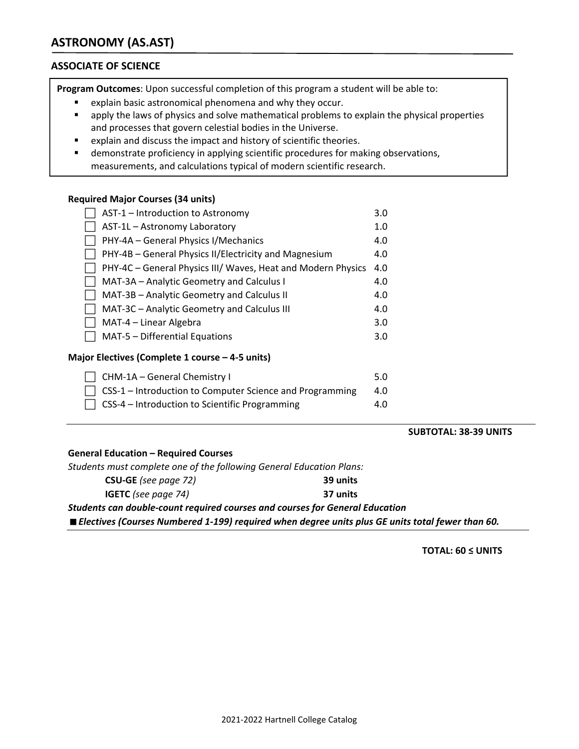# ASTRONOMY (AS.AST)

## ASSOCIATE OF SCIENCE

**Program Outcomes**: Upon successful completion of this program a student will be able to:

- explain basic astronomical phenomena and why they occur.
- apply the laws of physics and solve mathematical problems to explain the physical properties and processes that govern celestial bodies in the Universe.
- explain and discuss the impact and history of scientific theories.
- demonstrate proficiency in applying scientific procedures for making observations, measurements, and calculations typical of modern scientific research.

### Required Major Courses (34 units)

| | |
|---|---|
| ☐ AST-1 – Introduction to Astronomy | 3.0 |
| ☐ AST-1L – Astronomy Laboratory | 1.0 |
| ☐ PHY-4A – General Physics I/Mechanics | 4.0 |
| ☐ PHY-4B – General Physics II/Electricity and Magnesium | 4.0 |
| ☐ PHY-4C – General Physics III/ Waves, Heat and Modern Physics | 4.0 |
| ☐ MAT-3A – Analytic Geometry and Calculus I | 4.0 |
| ☐ MAT-3B – Analytic Geometry and Calculus II | 4.0 |
| ☐ MAT-3C – Analytic Geometry and Calculus III | 4.0 |
| ☐ MAT-4 – Linear Algebra | 3.0 |
| ☐ MAT-5 – Differential Equations | 3.0 |

### Major Electives (Complete 1 course – 4-5 units)

| | |
|---|---|
| ☐ CHM-1A – General Chemistry I | 5.0 |
| ☐ CSS-1 – Introduction to Computer Science and Programming | 4.0 |
| ☐ CSS-4 – Introduction to Scientific Programming | 4.0 |

**SUBTOTAL: 38-39 UNITS**

### General Education – Required Courses

*Students must complete one of the following General Education Plans:*

| | |
|---|---|
| **CSU-GE** *(see page 72)* | **39 units** |
| **IGETC** *(see page 74)* | **37 units** |

***Students can double-count required courses and courses for General Education***

■ ***Electives (Courses Numbered 1-199) required when degree units plus GE units total fewer than 60.***

**TOTAL: 60 ≤ UNITS**